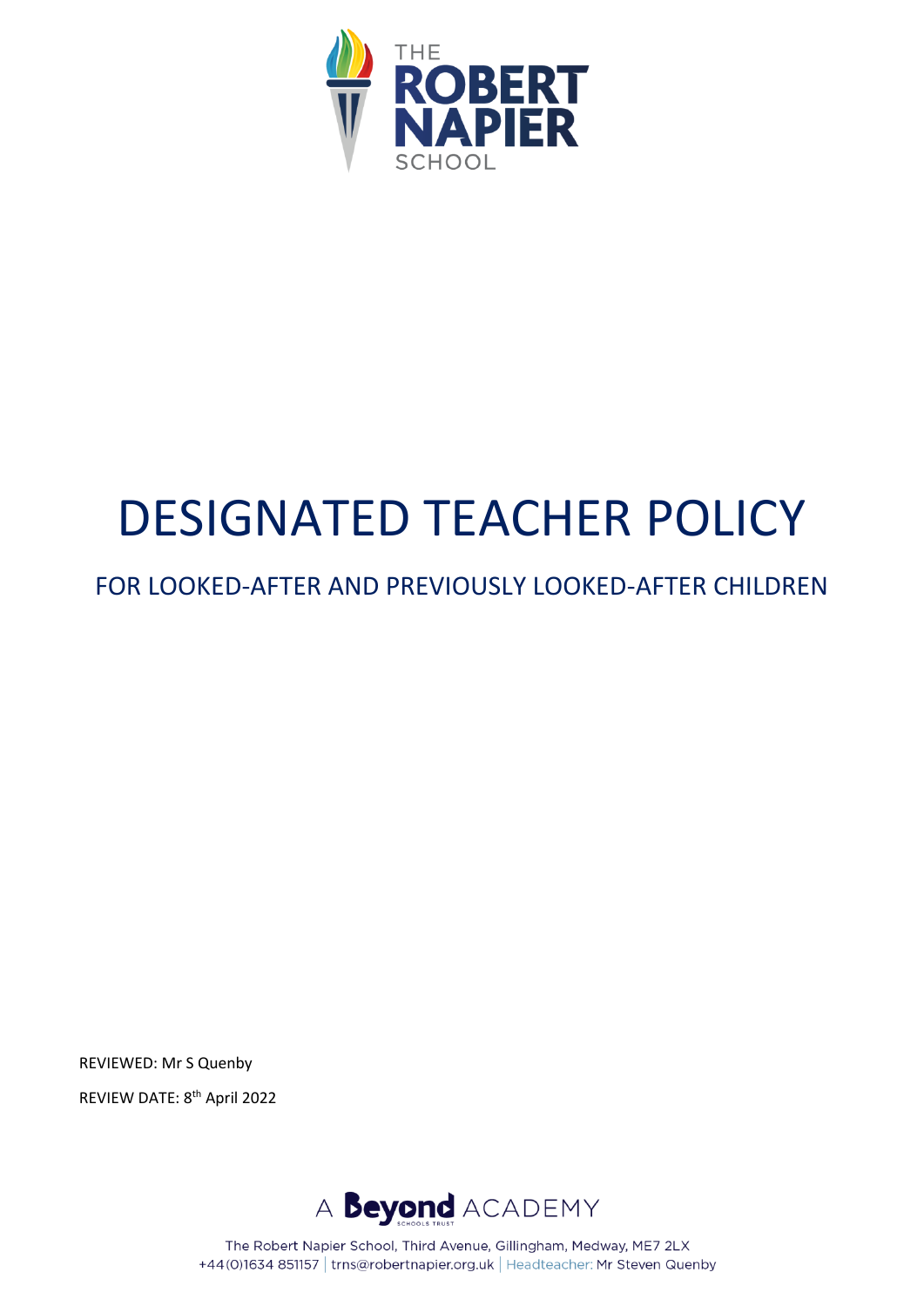THE ROBERT NAPIER SCHOOL

# DESIGNATED TEACHER POLICY

## FOR LOOKED-AFTER AND PREVIOUSLY LOOKED-AFTER CHILDREN

REVIEWED: Mr S Quenby

REVIEW DATE: 8th April 2022

A Beyond ACADEMY

The Robert Napier School, Third Avenue, Gillingham, Medway, ME7 2LX
+44(0)1634 851157 | trns@robertnapier.org.uk | Headteacher: Mr Steven Quenby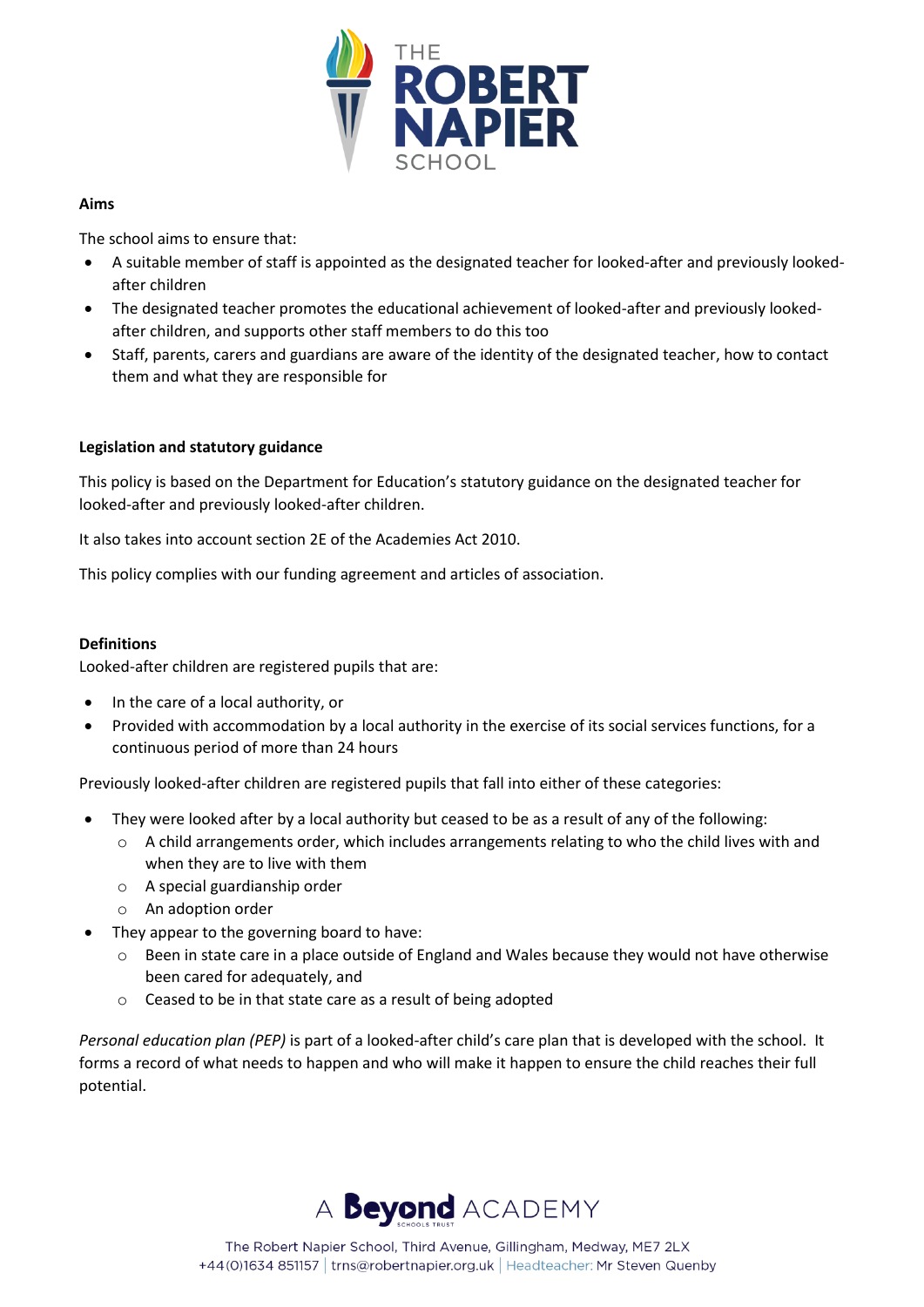**Aims**

The school aims to ensure that:

- A suitable member of staff is appointed as the designated teacher for looked-after and previously looked-after children
- The designated teacher promotes the educational achievement of looked-after and previously looked-after children, and supports other staff members to do this too
- Staff, parents, carers and guardians are aware of the identity of the designated teacher, how to contact them and what they are responsible for

**Legislation and statutory guidance**

This policy is based on the Department for Education's statutory guidance on the designated teacher for looked-after and previously looked-after children.

It also takes into account section 2E of the Academies Act 2010.

This policy complies with our funding agreement and articles of association.

**Definitions**

Looked-after children are registered pupils that are:

- In the care of a local authority, or
- Provided with accommodation by a local authority in the exercise of its social services functions, for a continuous period of more than 24 hours

Previously looked-after children are registered pupils that fall into either of these categories:

- They were looked after by a local authority but ceased to be as a result of any of the following:
  - A child arrangements order, which includes arrangements relating to who the child lives with and when they are to live with them
  - A special guardianship order
  - An adoption order
- They appear to the governing board to have:
  - Been in state care in a place outside of England and Wales because they would not have otherwise been cared for adequately, and
  - Ceased to be in that state care as a result of being adopted

*Personal education plan (PEP)* is part of a looked-after child's care plan that is developed with the school. It forms a record of what needs to happen and who will make it happen to ensure the child reaches their full potential.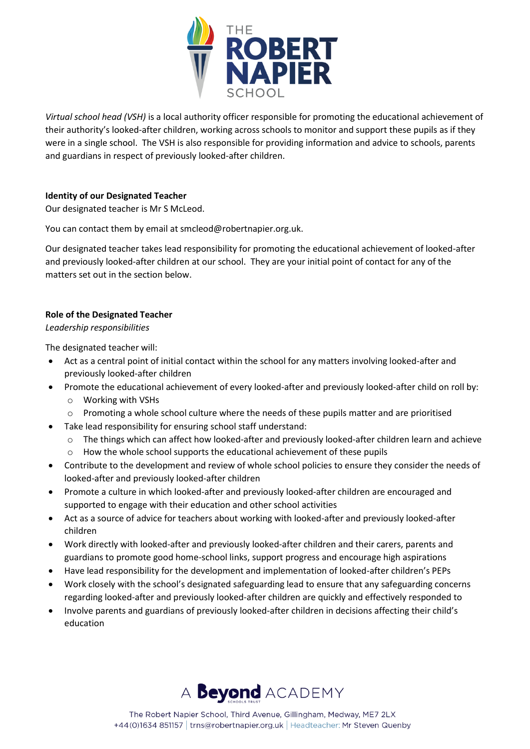*Virtual school head (VSH)* is a local authority officer responsible for promoting the educational achievement of their authority's looked-after children, working across schools to monitor and support these pupils as if they were in a single school. The VSH is also responsible for providing information and advice to schools, parents and guardians in respect of previously looked-after children.

**Identity of our Designated Teacher**

Our designated teacher is Mr S McLeod.

You can contact them by email at smcleod@robertnapier.org.uk.

Our designated teacher takes lead responsibility for promoting the educational achievement of looked-after and previously looked-after children at our school. They are your initial point of contact for any of the matters set out in the section below.

**Role of the Designated Teacher**

*Leadership responsibilities*

The designated teacher will:

- Act as a central point of initial contact within the school for any matters involving looked-after and previously looked-after children
- Promote the educational achievement of every looked-after and previously looked-after child on roll by:
  - Working with VSHs
  - Promoting a whole school culture where the needs of these pupils matter and are prioritised
- Take lead responsibility for ensuring school staff understand:
  - The things which can affect how looked-after and previously looked-after children learn and achieve
  - How the whole school supports the educational achievement of these pupils
- Contribute to the development and review of whole school policies to ensure they consider the needs of looked-after and previously looked-after children
- Promote a culture in which looked-after and previously looked-after children are encouraged and supported to engage with their education and other school activities
- Act as a source of advice for teachers about working with looked-after and previously looked-after children
- Work directly with looked-after and previously looked-after children and their carers, parents and guardians to promote good home-school links, support progress and encourage high aspirations
- Have lead responsibility for the development and implementation of looked-after children's PEPs
- Work closely with the school's designated safeguarding lead to ensure that any safeguarding concerns regarding looked-after and previously looked-after children are quickly and effectively responded to
- Involve parents and guardians of previously looked-after children in decisions affecting their child's education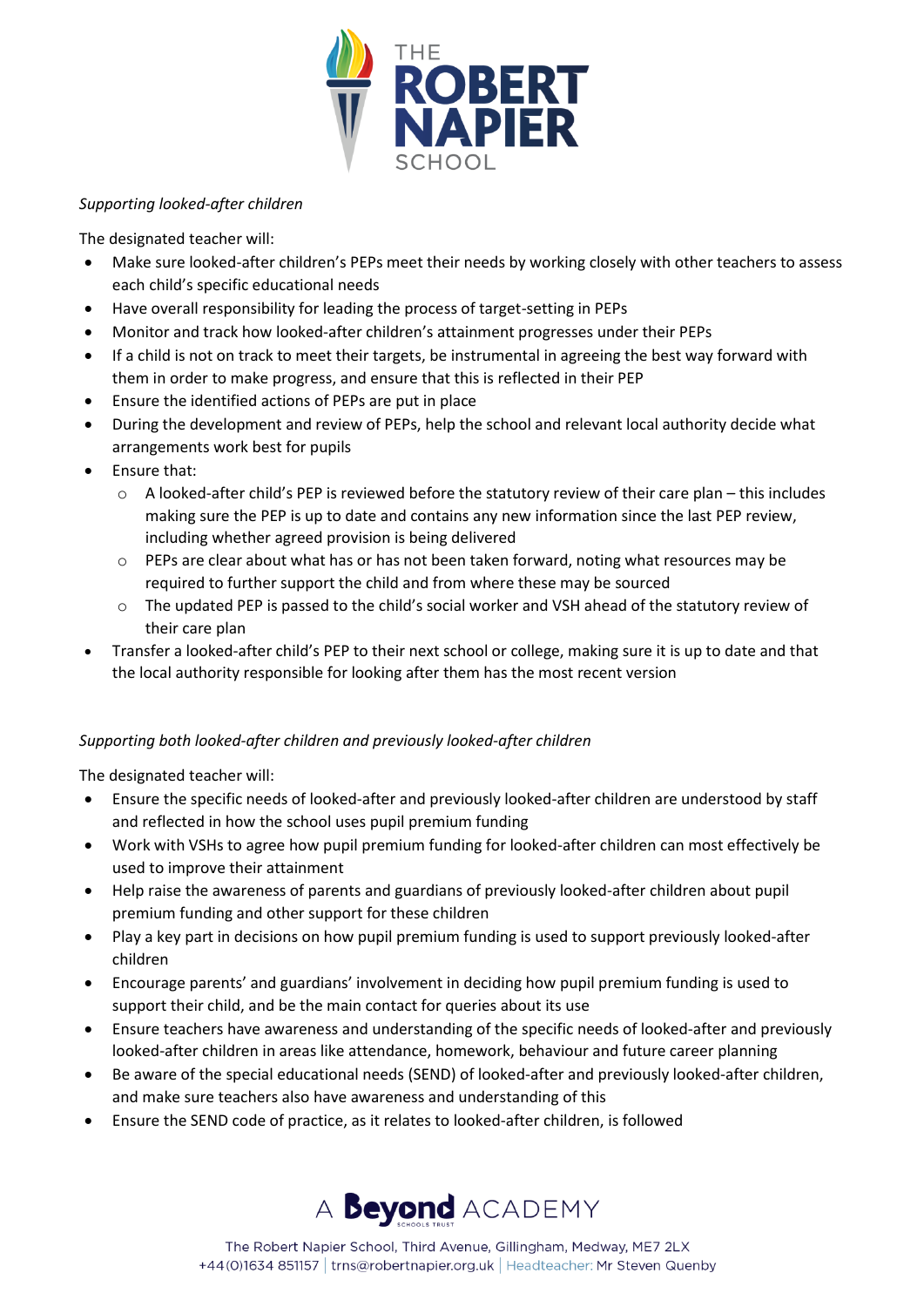*Supporting looked-after children*

The designated teacher will:

- Make sure looked-after children's PEPs meet their needs by working closely with other teachers to assess each child's specific educational needs
- Have overall responsibility for leading the process of target-setting in PEPs
- Monitor and track how looked-after children's attainment progresses under their PEPs
- If a child is not on track to meet their targets, be instrumental in agreeing the best way forward with them in order to make progress, and ensure that this is reflected in their PEP
- Ensure the identified actions of PEPs are put in place
- During the development and review of PEPs, help the school and relevant local authority decide what arrangements work best for pupils
- Ensure that:
  - A looked-after child's PEP is reviewed before the statutory review of their care plan – this includes making sure the PEP is up to date and contains any new information since the last PEP review, including whether agreed provision is being delivered
  - PEPs are clear about what has or has not been taken forward, noting what resources may be required to further support the child and from where these may be sourced
  - The updated PEP is passed to the child's social worker and VSH ahead of the statutory review of their care plan
- Transfer a looked-after child's PEP to their next school or college, making sure it is up to date and that the local authority responsible for looking after them has the most recent version

*Supporting both looked-after children and previously looked-after children*

The designated teacher will:

- Ensure the specific needs of looked-after and previously looked-after children are understood by staff and reflected in how the school uses pupil premium funding
- Work with VSHs to agree how pupil premium funding for looked-after children can most effectively be used to improve their attainment
- Help raise the awareness of parents and guardians of previously looked-after children about pupil premium funding and other support for these children
- Play a key part in decisions on how pupil premium funding is used to support previously looked-after children
- Encourage parents' and guardians' involvement in deciding how pupil premium funding is used to support their child, and be the main contact for queries about its use
- Ensure teachers have awareness and understanding of the specific needs of looked-after and previously looked-after children in areas like attendance, homework, behaviour and future career planning
- Be aware of the special educational needs (SEND) of looked-after and previously looked-after children, and make sure teachers also have awareness and understanding of this
- Ensure the SEND code of practice, as it relates to looked-after children, is followed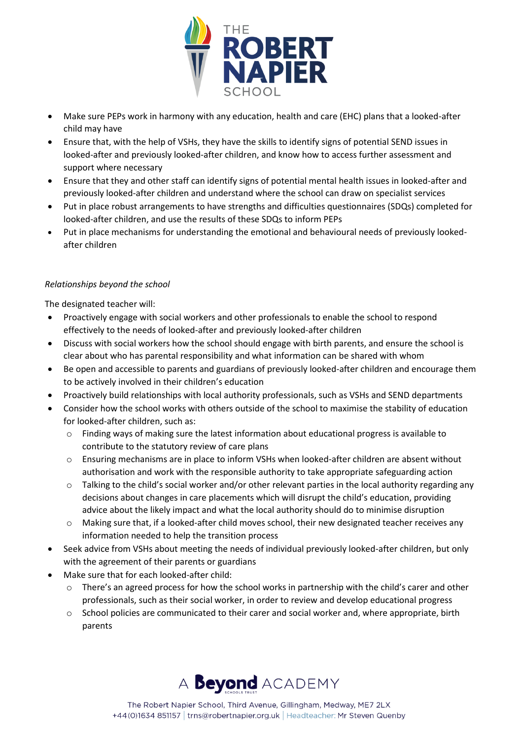- Make sure PEPs work in harmony with any education, health and care (EHC) plans that a looked-after child may have
- Ensure that, with the help of VSHs, they have the skills to identify signs of potential SEND issues in looked-after and previously looked-after children, and know how to access further assessment and support where necessary
- Ensure that they and other staff can identify signs of potential mental health issues in looked-after and previously looked-after children and understand where the school can draw on specialist services
- Put in place robust arrangements to have strengths and difficulties questionnaires (SDQs) completed for looked-after children, and use the results of these SDQs to inform PEPs
- Put in place mechanisms for understanding the emotional and behavioural needs of previously looked-after children

*Relationships beyond the school*

The designated teacher will:

- Proactively engage with social workers and other professionals to enable the school to respond effectively to the needs of looked-after and previously looked-after children
- Discuss with social workers how the school should engage with birth parents, and ensure the school is clear about who has parental responsibility and what information can be shared with whom
- Be open and accessible to parents and guardians of previously looked-after children and encourage them to be actively involved in their children's education
- Proactively build relationships with local authority professionals, such as VSHs and SEND departments
- Consider how the school works with others outside of the school to maximise the stability of education for looked-after children, such as:
    - Finding ways of making sure the latest information about educational progress is available to contribute to the statutory review of care plans
    - Ensuring mechanisms are in place to inform VSHs when looked-after children are absent without authorisation and work with the responsible authority to take appropriate safeguarding action
    - Talking to the child's social worker and/or other relevant parties in the local authority regarding any decisions about changes in care placements which will disrupt the child's education, providing advice about the likely impact and what the local authority should do to minimise disruption
    - Making sure that, if a looked-after child moves school, their new designated teacher receives any information needed to help the transition process
- Seek advice from VSHs about meeting the needs of individual previously looked-after children, but only with the agreement of their parents or guardians
- Make sure that for each looked-after child:
    - There's an agreed process for how the school works in partnership with the child's carer and other professionals, such as their social worker, in order to review and develop educational progress
    - School policies are communicated to their carer and social worker and, where appropriate, birth parents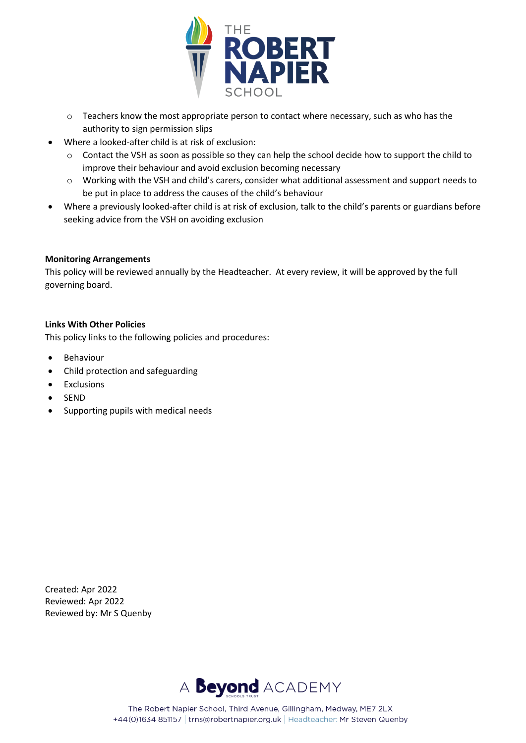- Teachers know the most appropriate person to contact where necessary, such as who has the authority to sign permission slips
- Where a looked-after child is at risk of exclusion:
  - Contact the VSH as soon as possible so they can help the school decide how to support the child to improve their behaviour and avoid exclusion becoming necessary
  - Working with the VSH and child's carers, consider what additional assessment and support needs to be put in place to address the causes of the child's behaviour
- Where a previously looked-after child is at risk of exclusion, talk to the child's parents or guardians before seeking advice from the VSH on avoiding exclusion

**Monitoring Arrangements**

This policy will be reviewed annually by the Headteacher. At every review, it will be approved by the full governing board.

**Links With Other Policies**

This policy links to the following policies and procedures:

- Behaviour
- Child protection and safeguarding
- Exclusions
- SEND
- Supporting pupils with medical needs

Created: Apr 2022
Reviewed: Apr 2022
Reviewed by: Mr S Quenby